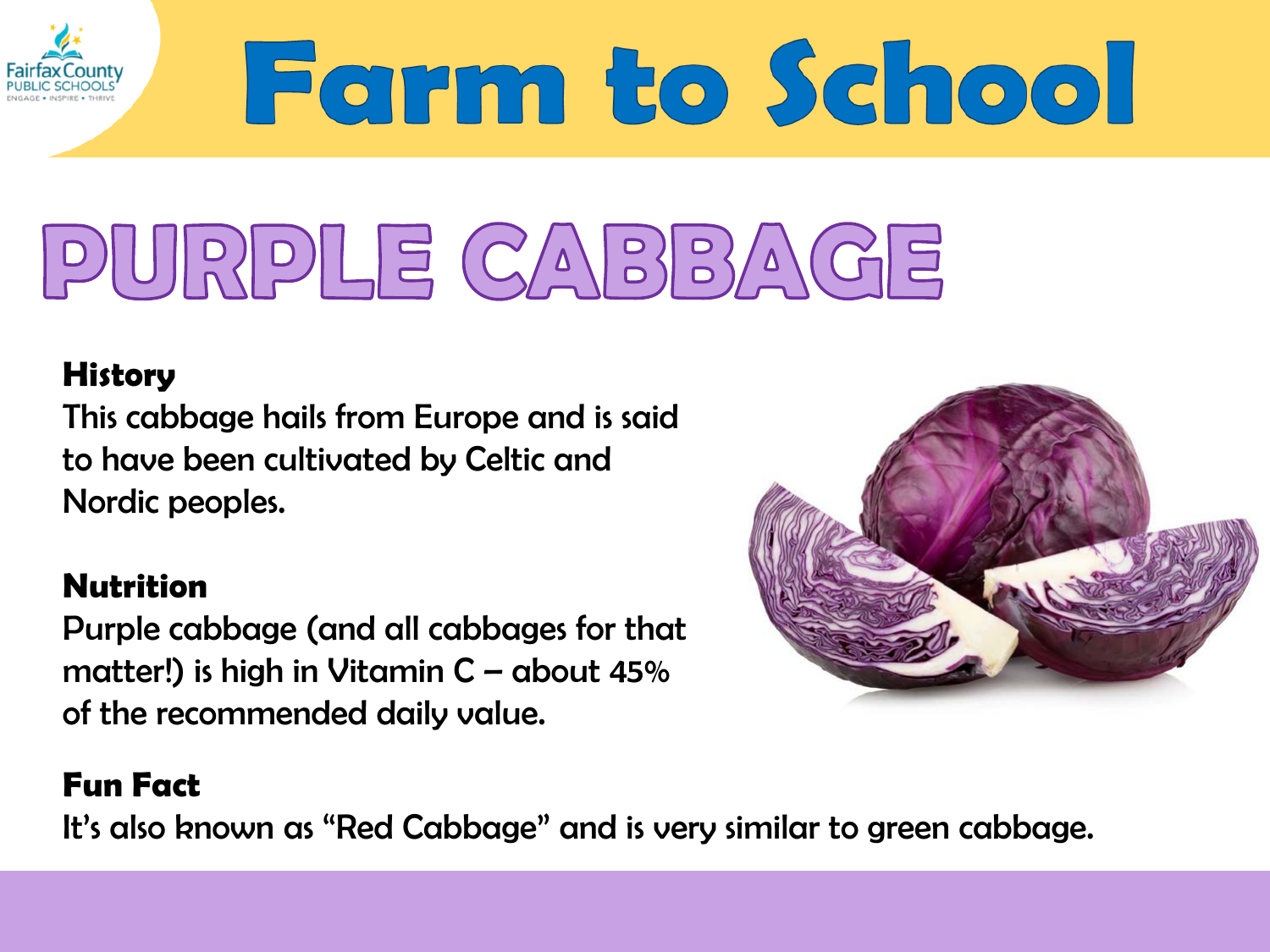# Farm to School

## PURPLE CABBAGE

**History**

This cabbage hails from Europe and is said to have been cultivated by Celtic and Nordic peoples.

**Nutrition**

Purple cabbage (and all cabbages for that matter!) is high in Vitamin C – about 45% of the recommended daily value.

**Fun Fact**

It's also known as "Red Cabbage" and is very similar to green cabbage.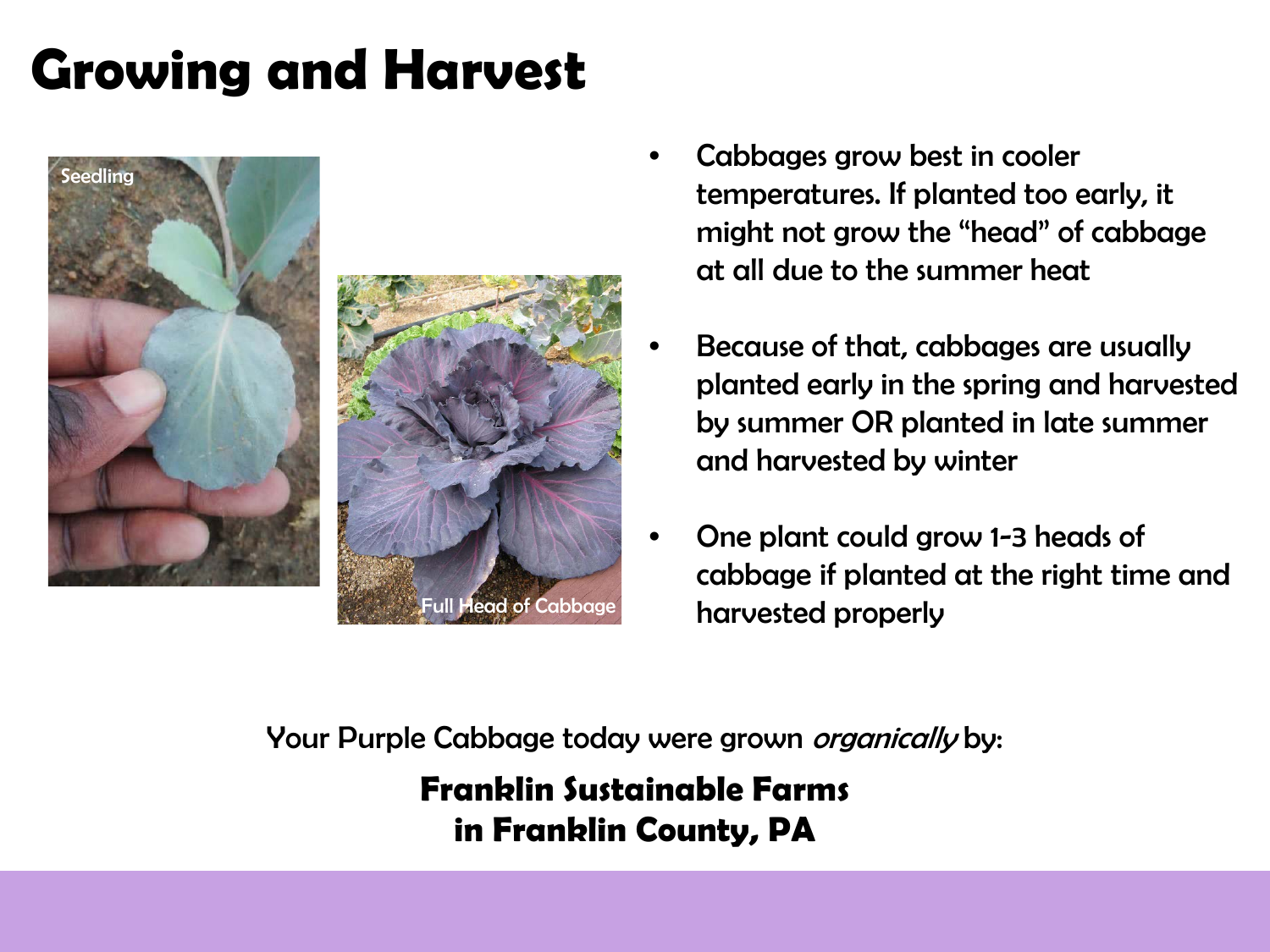# Growing and Harvest

Seedling

Full Head of Cabbage

- Cabbages grow best in cooler temperatures. If planted too early, it might not grow the "head" of cabbage at all due to the summer heat
- Because of that, cabbages are usually planted early in the spring and harvested by summer OR planted in late summer and harvested by winter
- One plant could grow 1-3 heads of cabbage if planted at the right time and harvested properly

Your Purple Cabbage today were grown *organically* by:

**Franklin Sustainable Farms**
**in Franklin County, PA**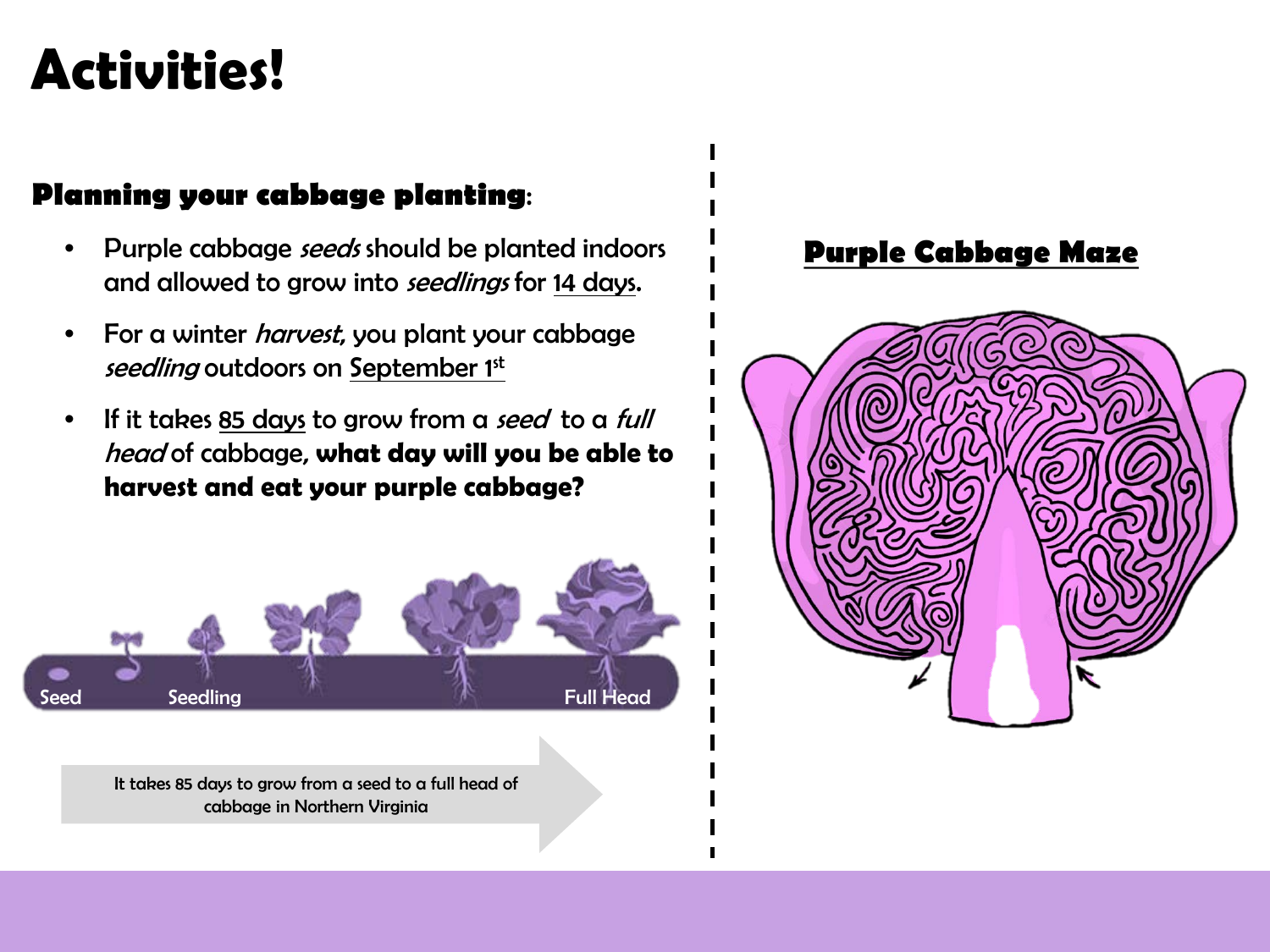# Activities!

## Planning your cabbage planting:

- Purple cabbage *seeds* should be planted indoors and allowed to grow into *seedlings* for 14 days.
- For a winter *harvest,* you plant your cabbage *seedling* outdoors on September 1st
- If it takes 85 days to grow from a *seed* to a *full head* of cabbage, **what day will you be able to harvest and eat your purple cabbage?**

Seed

Seedling

Full Head

It takes 85 days to grow from a seed to a full head of cabbage in Northern Virginia

## Purple Cabbage Maze